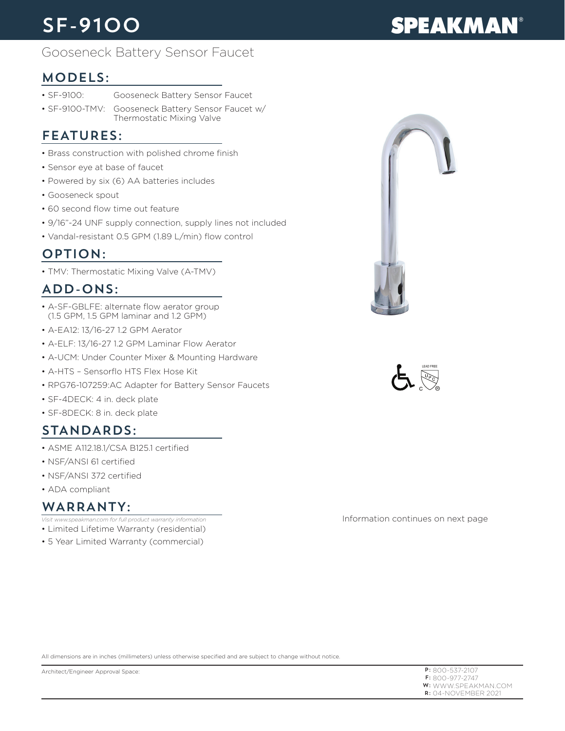# SF-9100

**SPEAKMAN**®

Gooseneck Battery Sensor Faucet

## MODELS:

- SF-9100: Gooseneck Battery Sensor Faucet
- SF-9100-TMV: Gooseneck Battery Sensor Faucet w/ Thermostatic Mixing Valve

## FEATURES:

- Brass construction with polished chrome finish
- Sensor eye at base of faucet
- Powered by six (6) AA batteries includes
- Gooseneck spout
- 60 second flow time out feature
- 9/16"-24 UNF supply connection, supply lines not included
- Vandal-resistant 0.5 GPM (1.89 L/min) flow control

## OPTION:

- TMV: Thermostatic Mixing Valve (A-TMV)

## ADD-ONS:

- A-SF-GBLFE: alternate flow aerator group (1.5 GPM, 1.5 GPM laminar and 1.2 GPM)
- A-EA12: 13/16-27 1.2 GPM Aerator
- A-ELF: 13/16-27 1.2 GPM Laminar Flow Aerator
- A-UCM: Under Counter Mixer & Mounting Hardware
- A-HTS – Sensorflo HTS Flex Hose Kit
- RPG76-107259:AC Adapter for Battery Sensor Faucets
- SF-4DECK: 4 in. deck plate
- SF-8DECK: 8 in. deck plate

## STANDARDS:

- ASME A112.18.1/CSA B125.1 certified
- NSF/ANSI 61 certified
- NSF/ANSI 372 certified
- ADA compliant

## WARRANTY:

*Visit www.speakman.com for full product warranty information*

- Limited Lifetime Warranty (residential)
- 5 Year Limited Warranty (commercial)

LEAD FREE

Information continues on next page

All dimensions are in inches (millimeters) unless otherwise specified and are subject to change without notice.

Architect/Engineer Approval Space:

**P:** 800-537-2107
**F:** 800-977-2747
**W:** WWW.SPEAKMAN.COM
**R:** 04-NOVEMBER 2021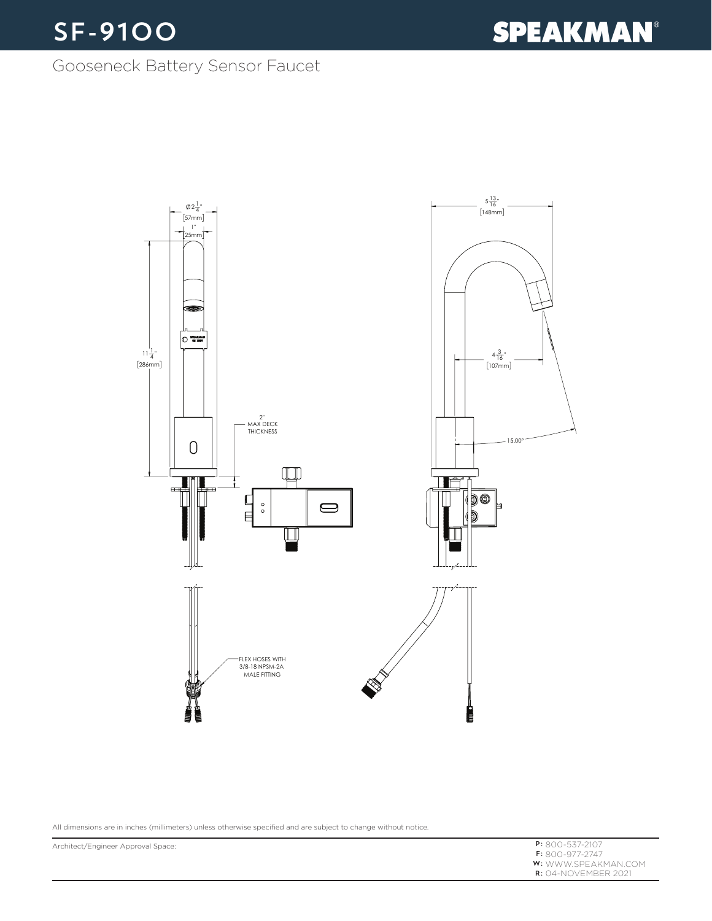# SF-9100

SPEAKMAN®

## Gooseneck Battery Sensor Faucet

Ø2 1/4"
[57mm]
1"
[25mm]
11 1/4"
[286mm]
2"
MAX DECK
THICKNESS
5 13/16"
[148mm]
4 3/16"
[107mm]
15.00°
FLEX HOSES WITH
3/8-18 NPSM-2A
MALE FITTING

All dimensions are in inches (millimeters) unless otherwise specified and are subject to change without notice.

Architect/Engineer Approval Space:

**P:** 800-537-2107
**F:** 800-977-2747
**W:** WWW.SPEAKMAN.COM
**R:** 04-NOVEMBER 2021